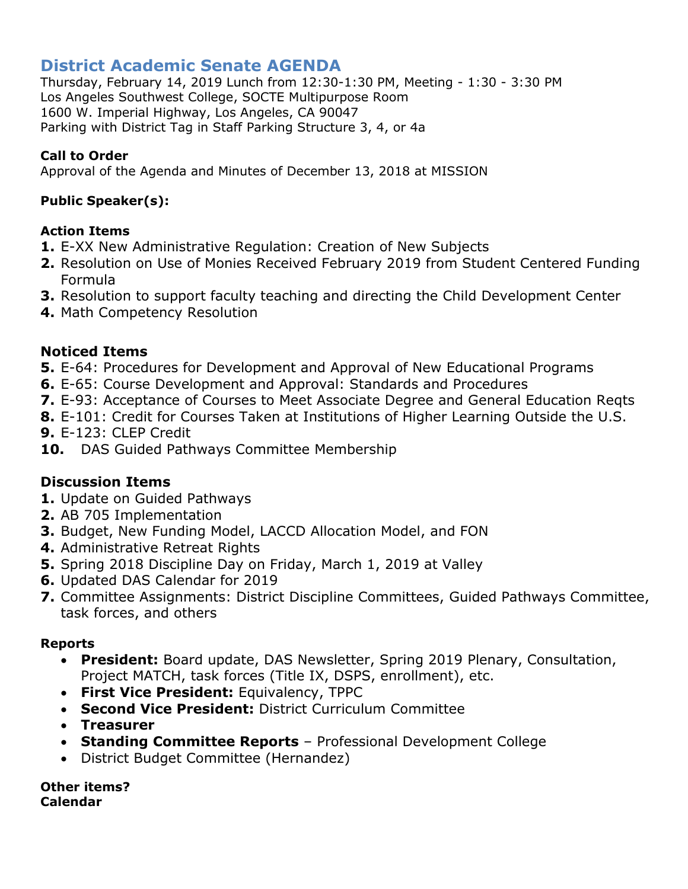# District Academic Senate AGENDA

Thursday, February 14, 2019 Lunch from 12:30-1:30 PM, Meeting - 1:30 - 3:30 PM
Los Angeles Southwest College, SOCTE Multipurpose Room
1600 W. Imperial Highway, Los Angeles, CA 90047
Parking with District Tag in Staff Parking Structure 3, 4, or 4a

**Call to Order**
Approval of the Agenda and Minutes of December 13, 2018 at MISSION

**Public Speaker(s):**

**Action Items**

1. E-XX New Administrative Regulation: Creation of New Subjects
2. Resolution on Use of Monies Received February 2019 from Student Centered Funding Formula
3. Resolution to support faculty teaching and directing the Child Development Center
4. Math Competency Resolution

**Noticed Items**

5. E-64: Procedures for Development and Approval of New Educational Programs
6. E-65: Course Development and Approval: Standards and Procedures
7. E-93: Acceptance of Courses to Meet Associate Degree and General Education Reqts
8. E-101: Credit for Courses Taken at Institutions of Higher Learning Outside the U.S.
9. E-123: CLEP Credit
10. DAS Guided Pathways Committee Membership

**Discussion Items**

1. Update on Guided Pathways
2. AB 705 Implementation
3. Budget, New Funding Model, LACCD Allocation Model, and FON
4. Administrative Retreat Rights
5. Spring 2018 Discipline Day on Friday, March 1, 2019 at Valley
6. Updated DAS Calendar for 2019
7. Committee Assignments: District Discipline Committees, Guided Pathways Committee, task forces, and others

**Reports**

- **President:** Board update, DAS Newsletter, Spring 2019 Plenary, Consultation, Project MATCH, task forces (Title IX, DSPS, enrollment), etc.
- **First Vice President:** Equivalency, TPPC
- **Second Vice President:** District Curriculum Committee
- **Treasurer**
- **Standing Committee Reports** – Professional Development College
- District Budget Committee (Hernandez)

**Other items?**
**Calendar**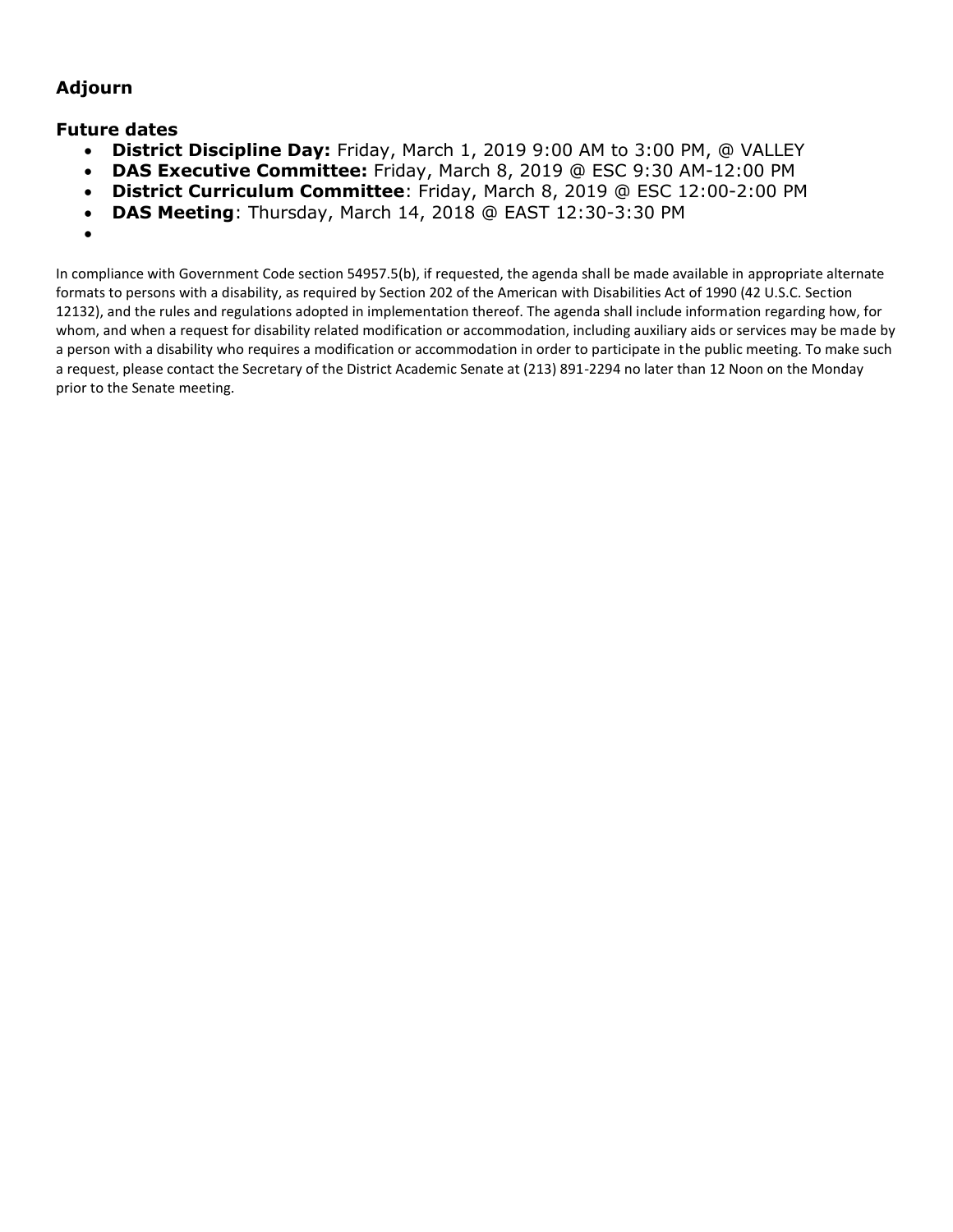## Adjourn

## Future dates

- **District Discipline Day:** Friday, March 1, 2019 9:00 AM to 3:00 PM, @ VALLEY
- **DAS Executive Committee:** Friday, March 8, 2019 @ ESC 9:30 AM-12:00 PM
- **District Curriculum Committee**: Friday, March 8, 2019 @ ESC 12:00-2:00 PM
- **DAS Meeting**: Thursday, March 14, 2018 @ EAST 12:30-3:30 PM
- 

In compliance with Government Code section 54957.5(b), if requested, the agenda shall be made available in appropriate alternate formats to persons with a disability, as required by Section 202 of the American with Disabilities Act of 1990 (42 U.S.C. Section 12132), and the rules and regulations adopted in implementation thereof. The agenda shall include information regarding how, for whom, and when a request for disability related modification or accommodation, including auxiliary aids or services may be made by a person with a disability who requires a modification or accommodation in order to participate in the public meeting. To make such a request, please contact the Secretary of the District Academic Senate at (213) 891-2294 no later than 12 Noon on the Monday prior to the Senate meeting.